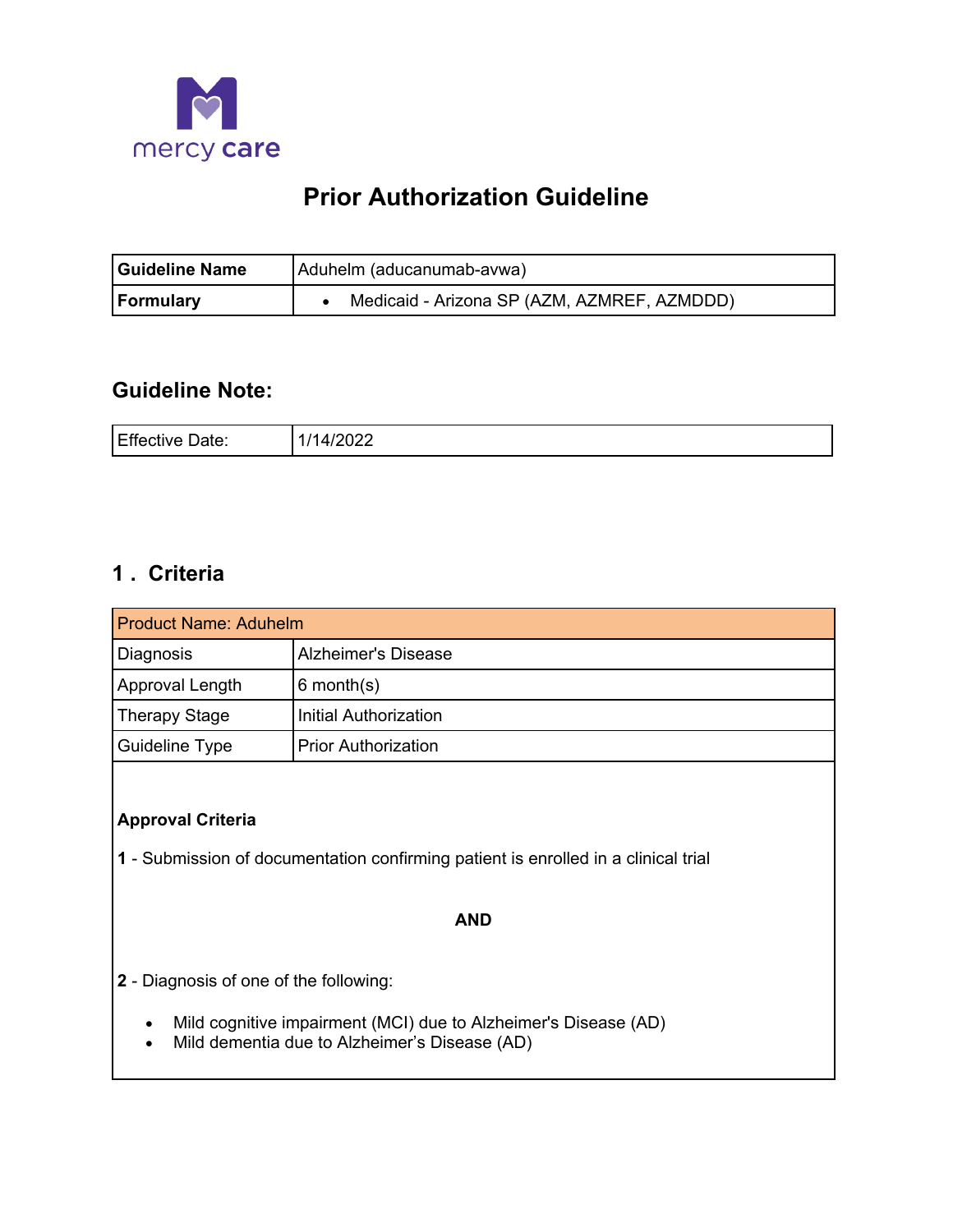mercy care

# Prior Authorization Guideline

| Guideline Name | Aduhelm (aducanumab-avwa) |
|---|---|
| Formulary | • Medicaid - Arizona SP (AZM, AZMREF, AZMDDD) |

## Guideline Note:

| Effective Date: | 1/14/2022 |
|---|---|

## 1 . Criteria

| Product Name: Aduhelm | |
|---|---|
| Diagnosis | Alzheimer's Disease |
| Approval Length | 6 month(s) |
| Therapy Stage | Initial Authorization |
| Guideline Type | Prior Authorization |

**Approval Criteria**

**1** - Submission of documentation confirming patient is enrolled in a clinical trial

**AND**

**2** - Diagnosis of one of the following:

- Mild cognitive impairment (MCI) due to Alzheimer's Disease (AD)
- Mild dementia due to Alzheimer's Disease (AD)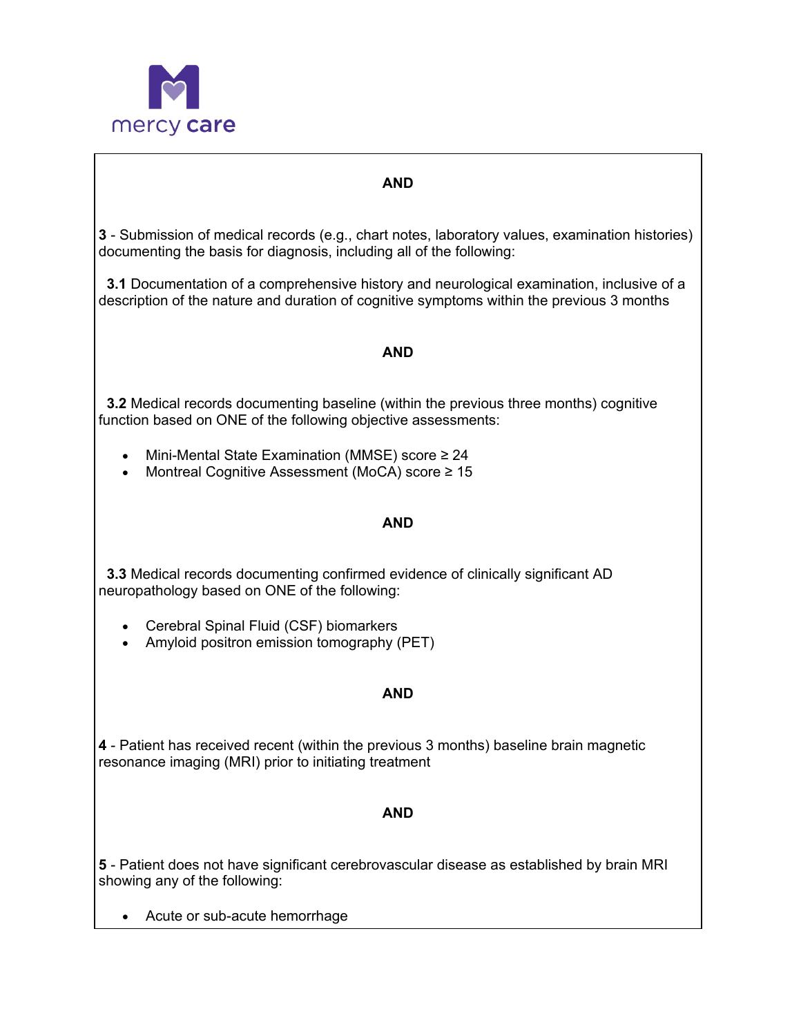**AND**

**3** - Submission of medical records (e.g., chart notes, laboratory values, examination histories) documenting the basis for diagnosis, including all of the following:

**3.1** Documentation of a comprehensive history and neurological examination, inclusive of a description of the nature and duration of cognitive symptoms within the previous 3 months

**AND**

**3.2** Medical records documenting baseline (within the previous three months) cognitive function based on ONE of the following objective assessments:

- Mini-Mental State Examination (MMSE) score ≥ 24
- Montreal Cognitive Assessment (MoCA) score ≥ 15

**AND**

**3.3** Medical records documenting confirmed evidence of clinically significant AD neuropathology based on ONE of the following:

- Cerebral Spinal Fluid (CSF) biomarkers
- Amyloid positron emission tomography (PET)

**AND**

**4** - Patient has received recent (within the previous 3 months) baseline brain magnetic resonance imaging (MRI) prior to initiating treatment

**AND**

**5** - Patient does not have significant cerebrovascular disease as established by brain MRI showing any of the following:

- Acute or sub-acute hemorrhage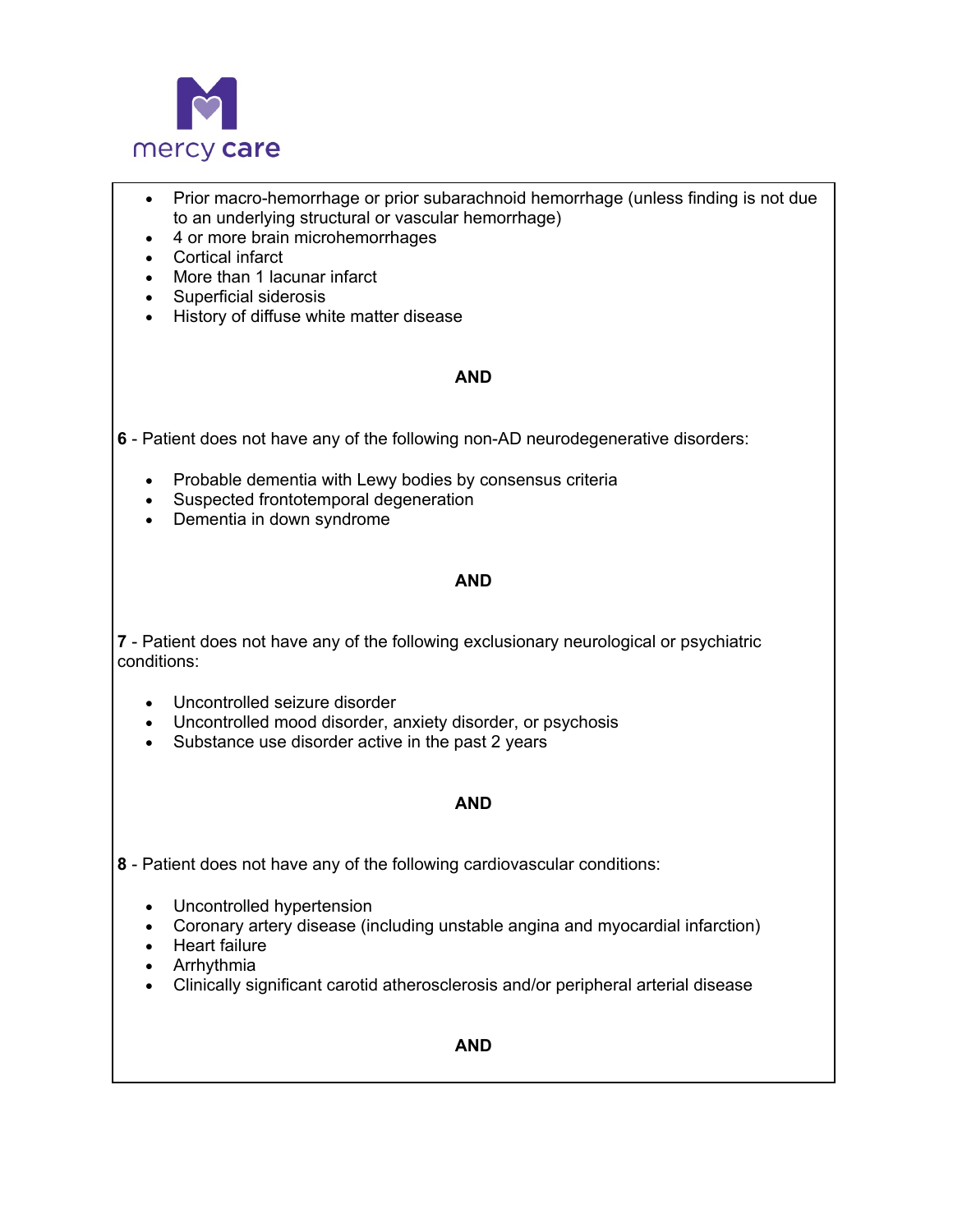- Prior macro-hemorrhage or prior subarachnoid hemorrhage (unless finding is not due to an underlying structural or vascular hemorrhage)
- 4 or more brain microhemorrhages
- Cortical infarct
- More than 1 lacunar infarct
- Superficial siderosis
- History of diffuse white matter disease

**AND**

**6** - Patient does not have any of the following non-AD neurodegenerative disorders:

- Probable dementia with Lewy bodies by consensus criteria
- Suspected frontotemporal degeneration
- Dementia in down syndrome

**AND**

**7** - Patient does not have any of the following exclusionary neurological or psychiatric conditions:

- Uncontrolled seizure disorder
- Uncontrolled mood disorder, anxiety disorder, or psychosis
- Substance use disorder active in the past 2 years

**AND**

**8** - Patient does not have any of the following cardiovascular conditions:

- Uncontrolled hypertension
- Coronary artery disease (including unstable angina and myocardial infarction)
- Heart failure
- Arrhythmia
- Clinically significant carotid atherosclerosis and/or peripheral arterial disease

**AND**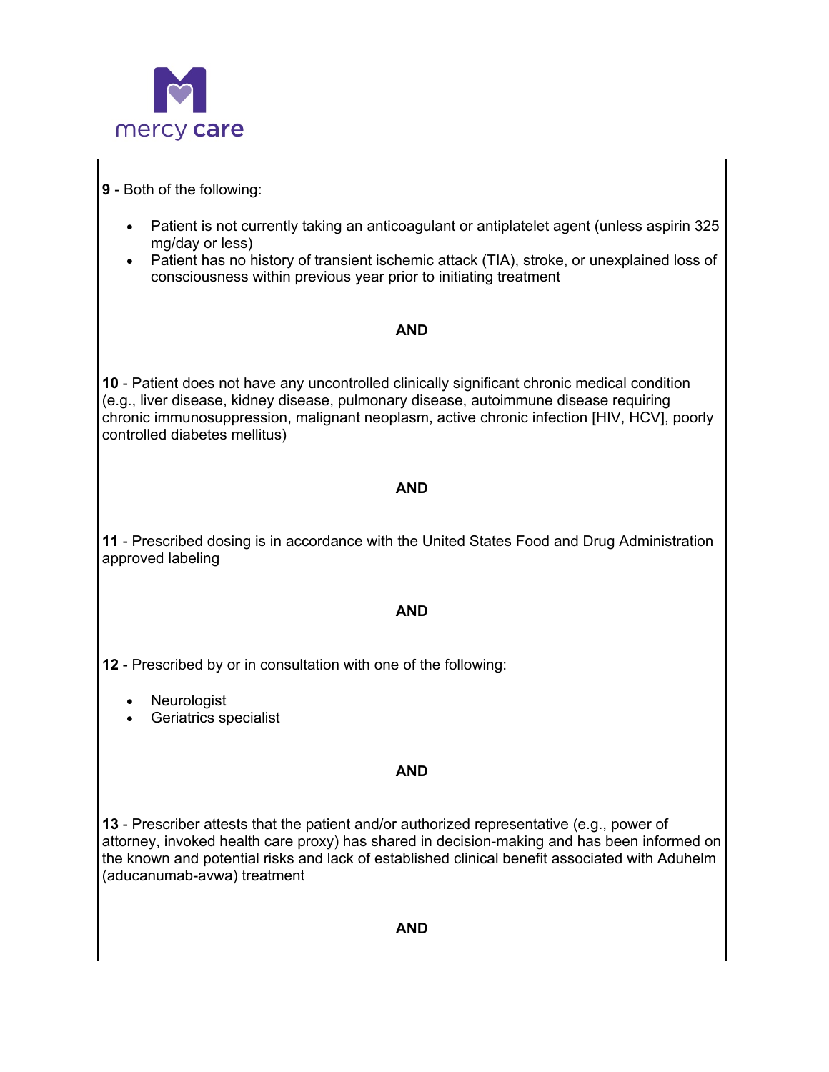**9** - Both of the following:

- Patient is not currently taking an anticoagulant or antiplatelet agent (unless aspirin 325 mg/day or less)
- Patient has no history of transient ischemic attack (TIA), stroke, or unexplained loss of consciousness within previous year prior to initiating treatment

**AND**

**10** - Patient does not have any uncontrolled clinically significant chronic medical condition (e.g., liver disease, kidney disease, pulmonary disease, autoimmune disease requiring chronic immunosuppression, malignant neoplasm, active chronic infection [HIV, HCV], poorly controlled diabetes mellitus)

**AND**

**11** - Prescribed dosing is in accordance with the United States Food and Drug Administration approved labeling

**AND**

**12** - Prescribed by or in consultation with one of the following:

- Neurologist
- Geriatrics specialist

**AND**

**13** - Prescriber attests that the patient and/or authorized representative (e.g., power of attorney, invoked health care proxy) has shared in decision-making and has been informed on the known and potential risks and lack of established clinical benefit associated with Aduhelm (aducanumab-avwa) treatment

**AND**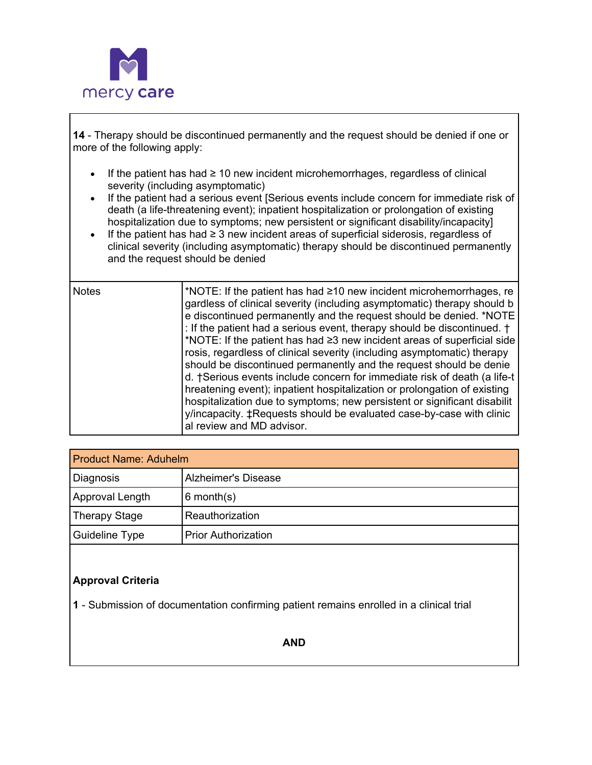**14** - Therapy should be discontinued permanently and the request should be denied if one or more of the following apply:

- If the patient has had ≥ 10 new incident microhemorrhages, regardless of clinical severity (including asymptomatic)
- If the patient had a serious event [Serious events include concern for immediate risk of death (a life-threatening event); inpatient hospitalization or prolongation of existing hospitalization due to symptoms; new persistent or significant disability/incapacity]
- If the patient has had ≥ 3 new incident areas of superficial siderosis, regardless of clinical severity (including asymptomatic) therapy should be discontinued permanently and the request should be denied

| Notes | *NOTE: If the patient has had ≥10 new incident microhemorrhages, regardless of clinical severity (including asymptomatic) therapy should be discontinued permanently and the request should be denied. *NOTE: If the patient had a serious event, therapy should be discontinued. † *NOTE: If the patient has had ≥3 new incident areas of superficial siderosis, regardless of clinical severity (including asymptomatic) therapy should be discontinued permanently and the request should be denied. †Serious events include concern for immediate risk of death (a life-threatening event); inpatient hospitalization or prolongation of existing hospitalization due to symptoms; new persistent or significant disability/incapacity. ‡Requests should be evaluated case-by-case with clinical review and MD advisor. |
|---|---|

| Product Name: Aduhelm | |
|---|---|
| Diagnosis | Alzheimer's Disease |
| Approval Length | 6 month(s) |
| Therapy Stage | Reauthorization |
| Guideline Type | Prior Authorization |

**Approval Criteria**

**1** - Submission of documentation confirming patient remains enrolled in a clinical trial

**AND**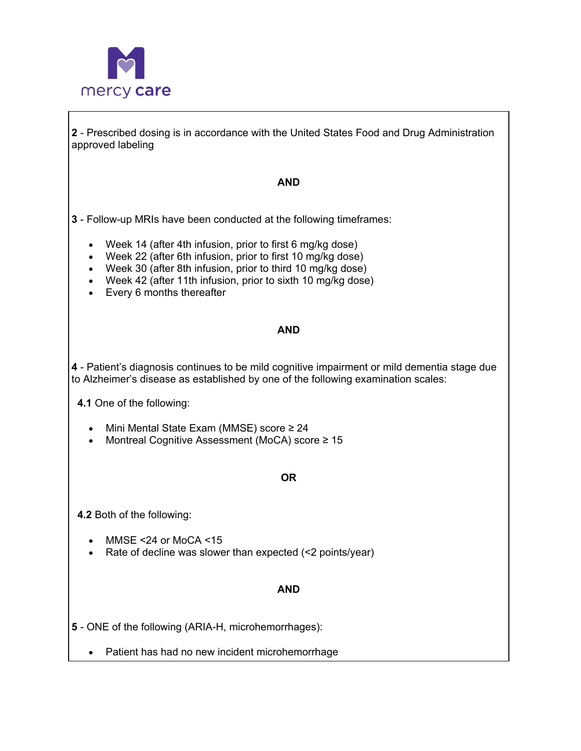**2** - Prescribed dosing is in accordance with the United States Food and Drug Administration approved labeling

**AND**

**3** - Follow-up MRIs have been conducted at the following timeframes:

- Week 14 (after 4th infusion, prior to first 6 mg/kg dose)
- Week 22 (after 6th infusion, prior to first 10 mg/kg dose)
- Week 30 (after 8th infusion, prior to third 10 mg/kg dose)
- Week 42 (after 11th infusion, prior to sixth 10 mg/kg dose)
- Every 6 months thereafter

**AND**

**4** - Patient's diagnosis continues to be mild cognitive impairment or mild dementia stage due to Alzheimer's disease as established by one of the following examination scales:

**4.1** One of the following:

- Mini Mental State Exam (MMSE) score ≥ 24
- Montreal Cognitive Assessment (MoCA) score ≥ 15

**OR**

**4.2** Both of the following:

- MMSE <24 or MoCA <15
- Rate of decline was slower than expected (<2 points/year)

**AND**

**5** - ONE of the following (ARIA-H, microhemorrhages):

- Patient has had no new incident microhemorrhage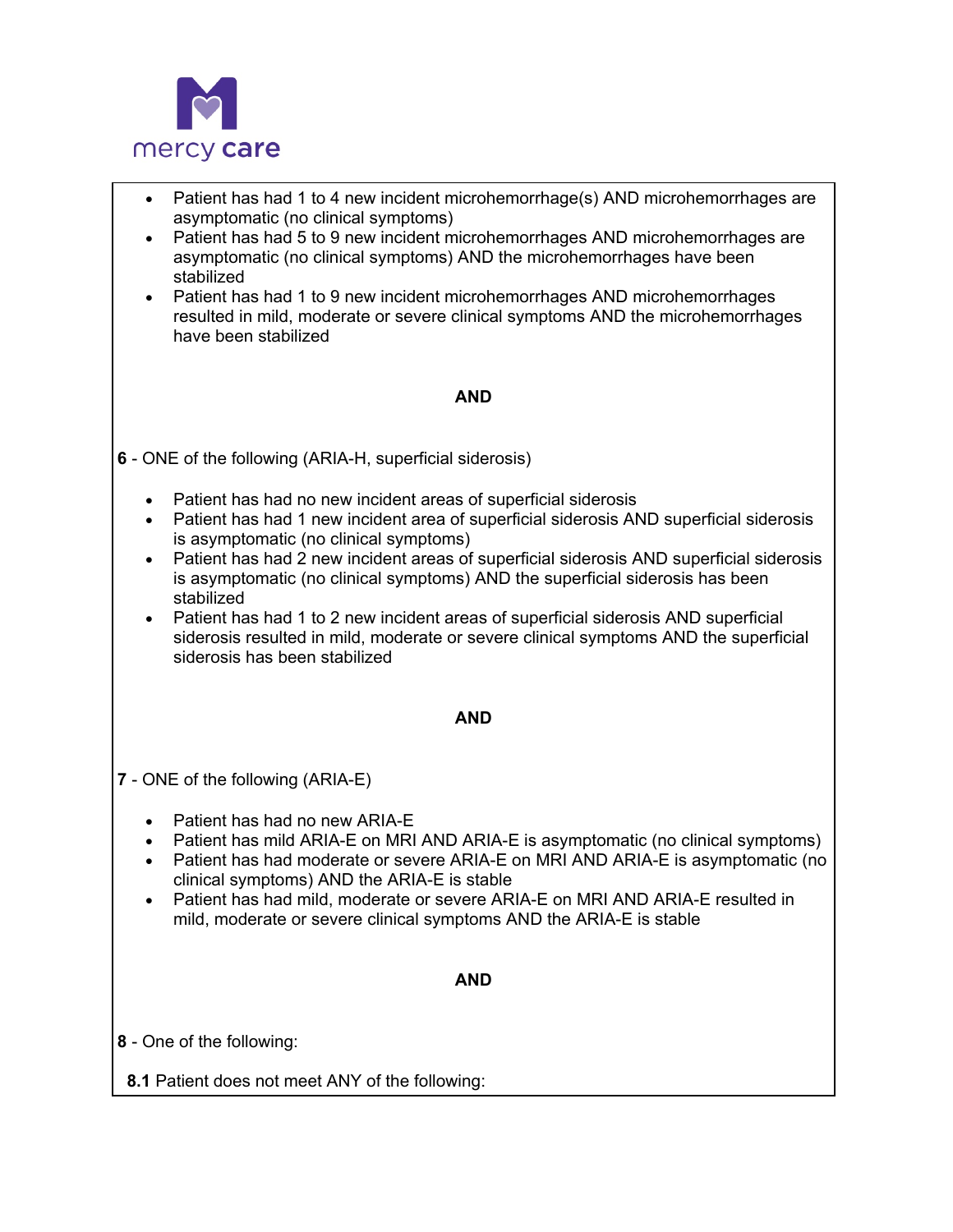- Patient has had 1 to 4 new incident microhemorrhage(s) AND microhemorrhages are asymptomatic (no clinical symptoms)
- Patient has had 5 to 9 new incident microhemorrhages AND microhemorrhages are asymptomatic (no clinical symptoms) AND the microhemorrhages have been stabilized
- Patient has had 1 to 9 new incident microhemorrhages AND microhemorrhages resulted in mild, moderate or severe clinical symptoms AND the microhemorrhages have been stabilized

**AND**

**6** - ONE of the following (ARIA-H, superficial siderosis)

- Patient has had no new incident areas of superficial siderosis
- Patient has had 1 new incident area of superficial siderosis AND superficial siderosis is asymptomatic (no clinical symptoms)
- Patient has had 2 new incident areas of superficial siderosis AND superficial siderosis is asymptomatic (no clinical symptoms) AND the superficial siderosis has been stabilized
- Patient has had 1 to 2 new incident areas of superficial siderosis AND superficial siderosis resulted in mild, moderate or severe clinical symptoms AND the superficial siderosis has been stabilized

**AND**

**7** - ONE of the following (ARIA-E)

- Patient has had no new ARIA-E
- Patient has mild ARIA-E on MRI AND ARIA-E is asymptomatic (no clinical symptoms)
- Patient has had moderate or severe ARIA-E on MRI AND ARIA-E is asymptomatic (no clinical symptoms) AND the ARIA-E is stable
- Patient has had mild, moderate or severe ARIA-E on MRI AND ARIA-E resulted in mild, moderate or severe clinical symptoms AND the ARIA-E is stable

**AND**

**8** - One of the following:

**8.1** Patient does not meet ANY of the following: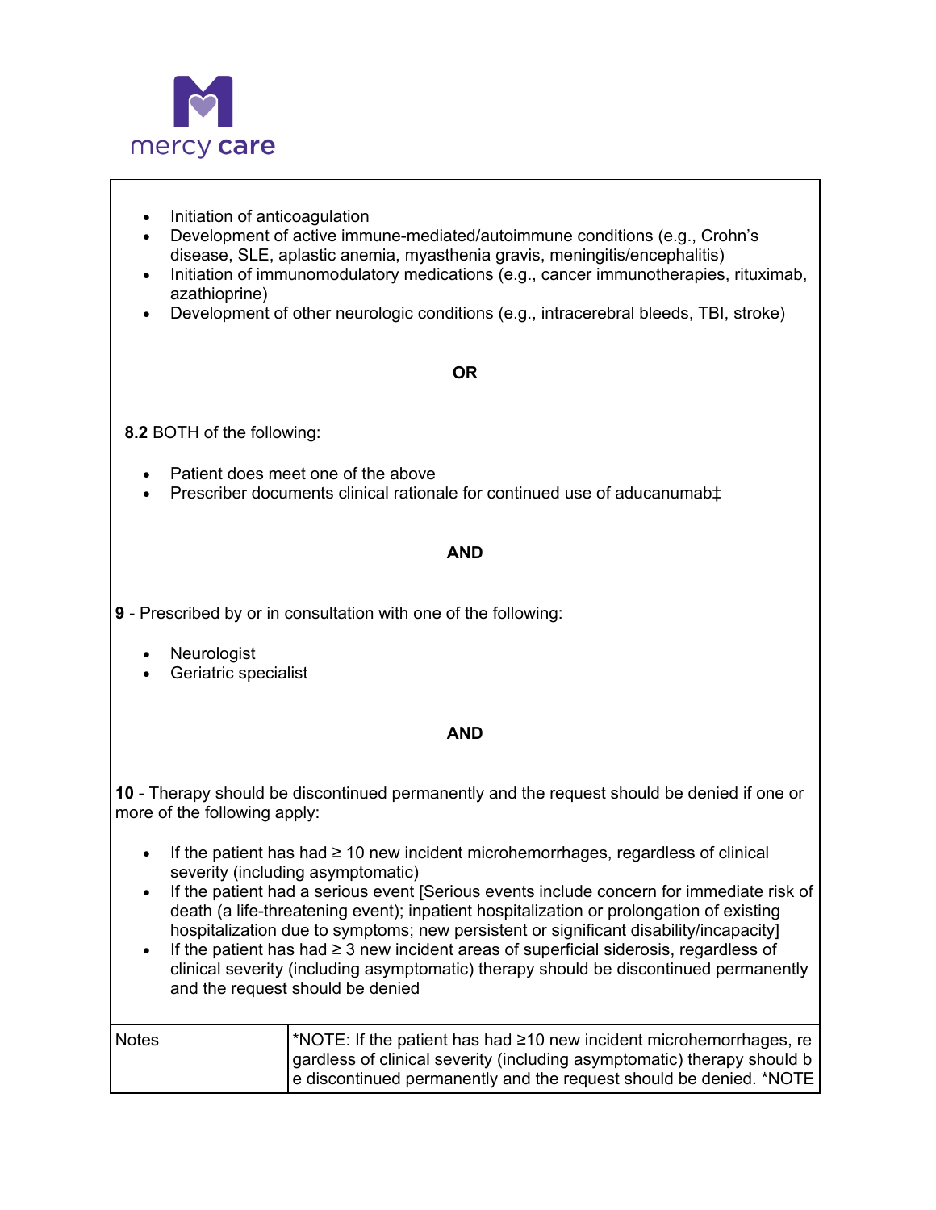- Initiation of anticoagulation
- Development of active immune-mediated/autoimmune conditions (e.g., Crohn's disease, SLE, aplastic anemia, myasthenia gravis, meningitis/encephalitis)
- Initiation of immunomodulatory medications (e.g., cancer immunotherapies, rituximab, azathioprine)
- Development of other neurologic conditions (e.g., intracerebral bleeds, TBI, stroke)

**OR**

**8.2** BOTH of the following:

- Patient does meet one of the above
- Prescriber documents clinical rationale for continued use of aducanumab‡

**AND**

**9** - Prescribed by or in consultation with one of the following:

- Neurologist
- Geriatric specialist

**AND**

**10** - Therapy should be discontinued permanently and the request should be denied if one or more of the following apply:

- If the patient has had ≥ 10 new incident microhemorrhages, regardless of clinical severity (including asymptomatic)
- If the patient had a serious event [Serious events include concern for immediate risk of death (a life-threatening event); inpatient hospitalization or prolongation of existing hospitalization due to symptoms; new persistent or significant disability/incapacity]
- If the patient has had ≥ 3 new incident areas of superficial siderosis, regardless of clinical severity (including asymptomatic) therapy should be discontinued permanently and the request should be denied

| Notes | *NOTE: If the patient has had ≥10 new incident microhemorrhages, regardless of clinical severity (including asymptomatic) therapy should be discontinued permanently and the request should be denied. *NOTE |
|---|---|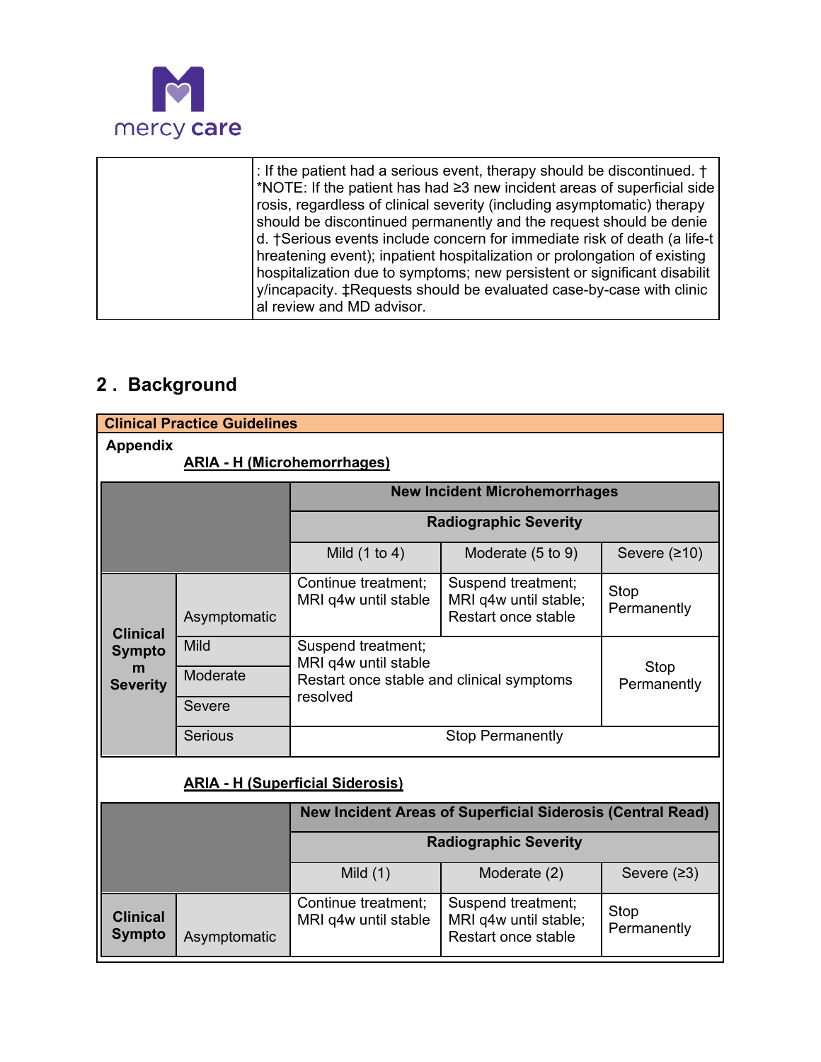| | : If the patient had a serious event, therapy should be discontinued. † *NOTE: If the patient has had ≥3 new incident areas of superficial siderosis, regardless of clinical severity (including asymptomatic) therapy should be discontinued permanently and the request should be denied. †Serious events include concern for immediate risk of death (a life-threatening event); inpatient hospitalization or prolongation of existing hospitalization due to symptoms; new persistent or significant disability/incapacity. ‡Requests should be evaluated case-by-case with clinical review and MD advisor. |
|---|---|

## 2. Background

**Clinical Practice Guidelines**

**Appendix**

**ARIA - H (Microhemorrhages)**

| | | New Incident Microhemorrhages | | |
|---|---|---|---|---|
| | | **Radiographic Severity** | | |
| | | Mild (1 to 4) | Moderate (5 to 9) | Severe (≥10) |
| **Clinical Symptom Severity** | Asymptomatic | Continue treatment; MRI q4w until stable | Suspend treatment; MRI q4w until stable; Restart once stable | Stop Permanently |
| | Mild | Suspend treatment; MRI q4w until stable Restart once stable and clinical symptoms resolved | | Stop Permanently |
| | Moderate | | | |
| | Severe | | | |
| | Serious | Stop Permanently | | |

**ARIA - H (Superficial Siderosis)**

| | | New Incident Areas of Superficial Siderosis (Central Read) | | |
|---|---|---|---|---|
| | | **Radiographic Severity** | | |
| | | Mild (1) | Moderate (2) | Severe (≥3) |
| **Clinical Sympto** | Asymptomatic | Continue treatment; MRI q4w until stable | Suspend treatment; MRI q4w until stable; Restart once stable | Stop Permanently |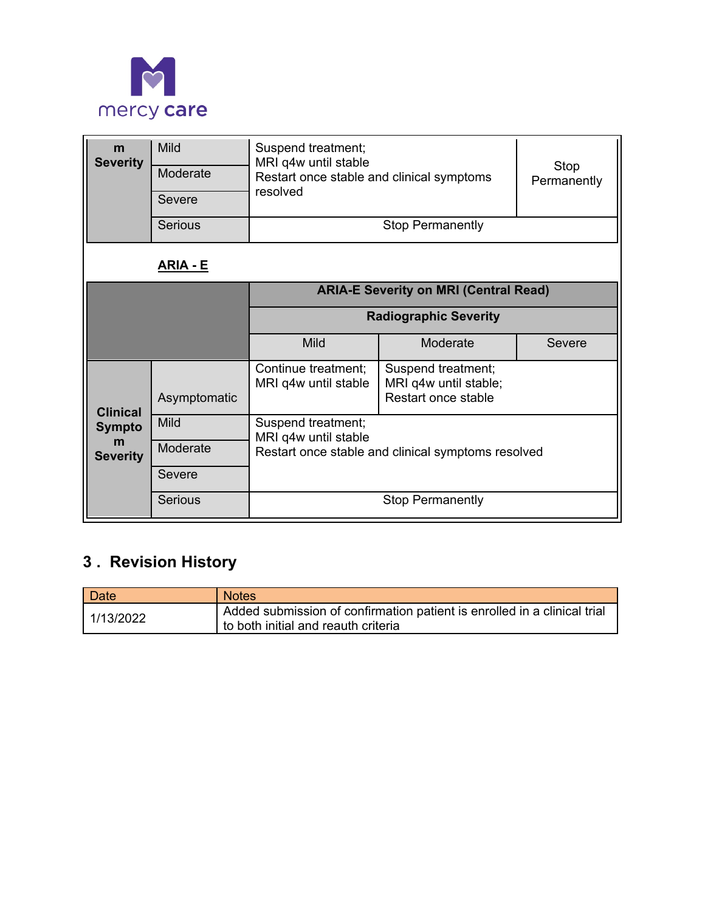| | | | | |
|---|---|---|---|---|
| m Severity | Mild | Suspend treatment; MRI q4w until stable Restart once stable and clinical symptoms resolved | | Stop Permanently |
| | Moderate | | | |
| | Severe | | | |
| | Serious | Stop Permanently | | |

**ARIA - E**

| | | ARIA-E Severity on MRI (Central Read) | | |
|---|---|---|---|---|
| | | Radiographic Severity | | |
| | | Mild | Moderate | Severe |
| Clinical Symptom Severity | Asymptomatic | Continue treatment; MRI q4w until stable | Suspend treatment; MRI q4w until stable; Restart once stable | |
| | Mild | Suspend treatment; MRI q4w until stable Restart once stable and clinical symptoms resolved | | |
| | Moderate | | | |
| | Severe | | | |
| | Serious | Stop Permanently | | |

## 3. Revision History

| Date | Notes |
|---|---|
| 1/13/2022 | Added submission of confirmation patient is enrolled in a clinical trial to both initial and reauth criteria |